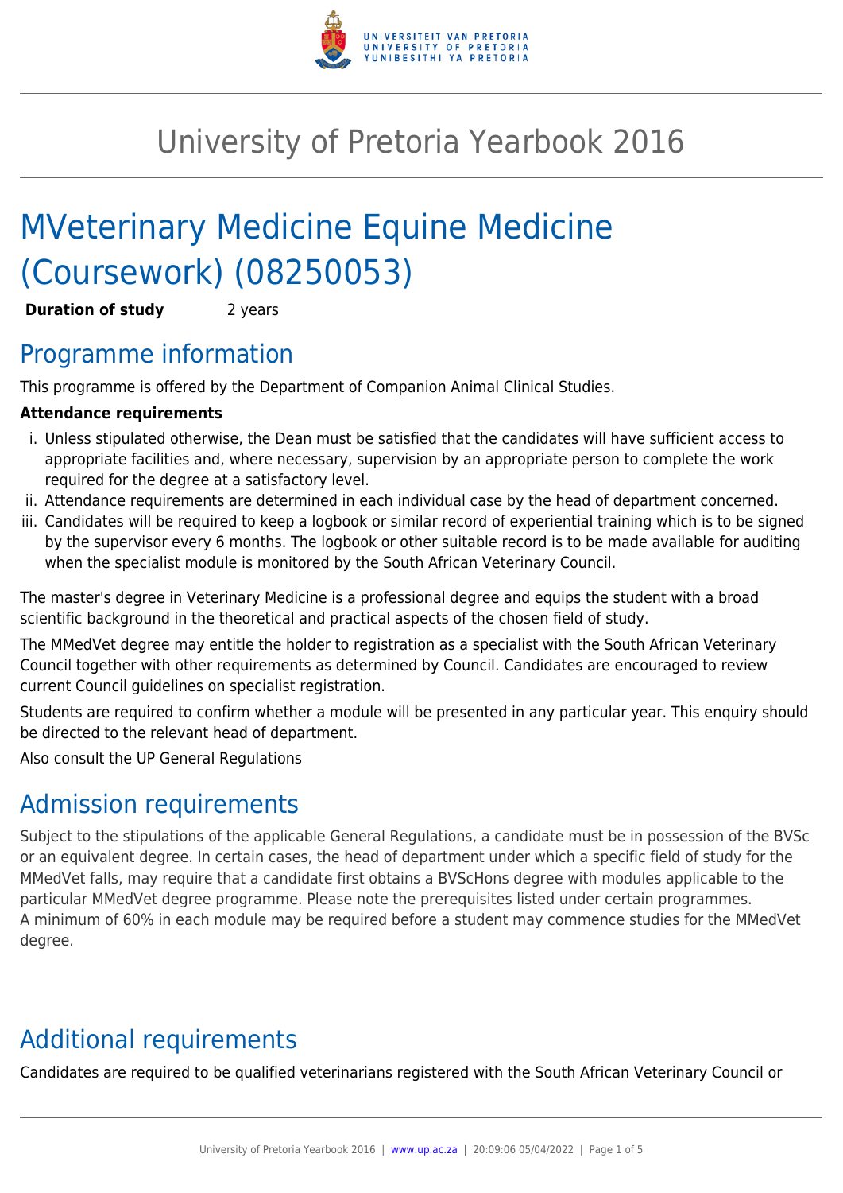# University of Pretoria Yearbook 2016

# MVeterinary Medicine Equine Medicine (Coursework) (08250053)

**Duration of study** 2 years

## Programme information

This programme is offered by the Department of Companion Animal Clinical Studies.

**Attendance requirements**

i. Unless stipulated otherwise, the Dean must be satisfied that the candidates will have sufficient access to appropriate facilities and, where necessary, supervision by an appropriate person to complete the work required for the degree at a satisfactory level.
ii. Attendance requirements are determined in each individual case by the head of department concerned.
iii. Candidates will be required to keep a logbook or similar record of experiential training which is to be signed by the supervisor every 6 months. The logbook or other suitable record is to be made available for auditing when the specialist module is monitored by the South African Veterinary Council.

The master's degree in Veterinary Medicine is a professional degree and equips the student with a broad scientific background in the theoretical and practical aspects of the chosen field of study.

The MMedVet degree may entitle the holder to registration as a specialist with the South African Veterinary Council together with other requirements as determined by Council. Candidates are encouraged to review current Council guidelines on specialist registration.

Students are required to confirm whether a module will be presented in any particular year. This enquiry should be directed to the relevant head of department.

Also consult the UP General Regulations

## Admission requirements

Subject to the stipulations of the applicable General Regulations, a candidate must be in possession of the BVSc or an equivalent degree. In certain cases, the head of department under which a specific field of study for the MMedVet falls, may require that a candidate first obtains a BVScHons degree with modules applicable to the particular MMedVet degree programme. Please note the prerequisites listed under certain programmes.
A minimum of 60% in each module may be required before a student may commence studies for the MMedVet degree.

## Additional requirements

Candidates are required to be qualified veterinarians registered with the South African Veterinary Council or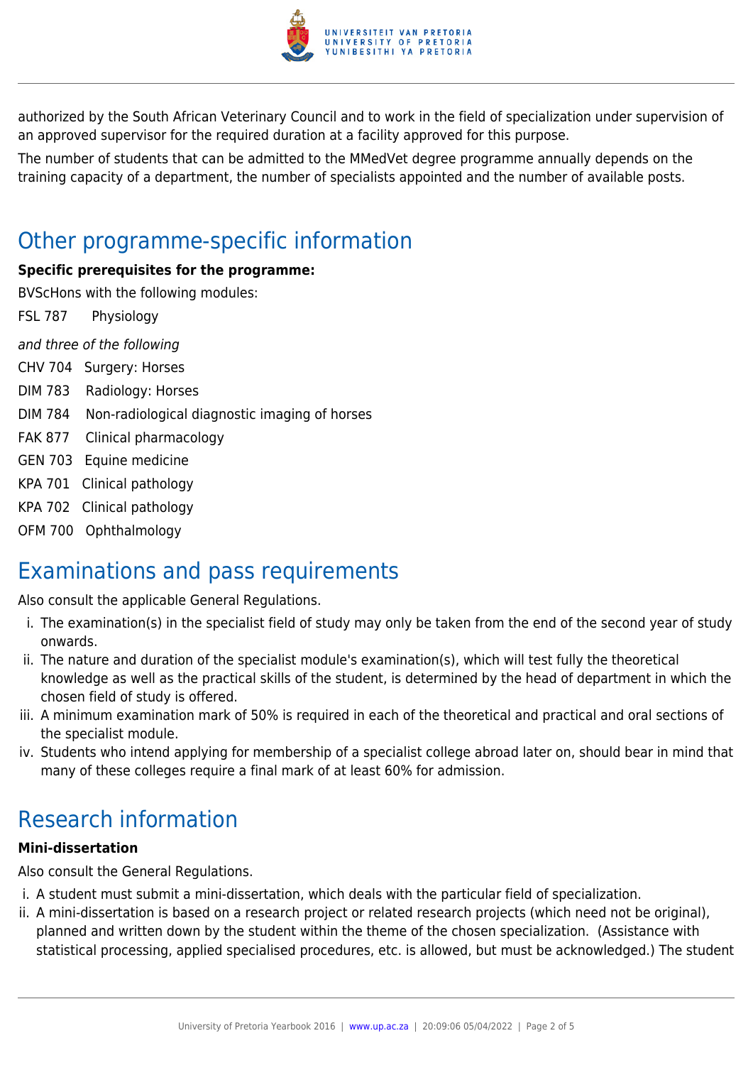authorized by the South African Veterinary Council and to work in the field of specialization under supervision of an approved supervisor for the required duration at a facility approved for this purpose.

The number of students that can be admitted to the MMedVet degree programme annually depends on the training capacity of a department, the number of specialists appointed and the number of available posts.

## Other programme-specific information

**Specific prerequisites for the programme:**

BVScHons with the following modules:

FSL 787 Physiology

*and three of the following*

CHV 704 Surgery: Horses

DIM 783 Radiology: Horses

DIM 784 Non-radiological diagnostic imaging of horses

FAK 877 Clinical pharmacology

GEN 703 Equine medicine

KPA 701 Clinical pathology

KPA 702 Clinical pathology

OFM 700 Ophthalmology

## Examinations and pass requirements

Also consult the applicable General Regulations.

i. The examination(s) in the specialist field of study may only be taken from the end of the second year of study onwards.
ii. The nature and duration of the specialist module's examination(s), which will test fully the theoretical knowledge as well as the practical skills of the student, is determined by the head of department in which the chosen field of study is offered.
iii. A minimum examination mark of 50% is required in each of the theoretical and practical and oral sections of the specialist module.
iv. Students who intend applying for membership of a specialist college abroad later on, should bear in mind that many of these colleges require a final mark of at least 60% for admission.

## Research information

**Mini-dissertation**

Also consult the General Regulations.

i. A student must submit a mini-dissertation, which deals with the particular field of specialization.
ii. A mini-dissertation is based on a research project or related research projects (which need not be original), planned and written down by the student within the theme of the chosen specialization. (Assistance with statistical processing, applied specialised procedures, etc. is allowed, but must be acknowledged.) The student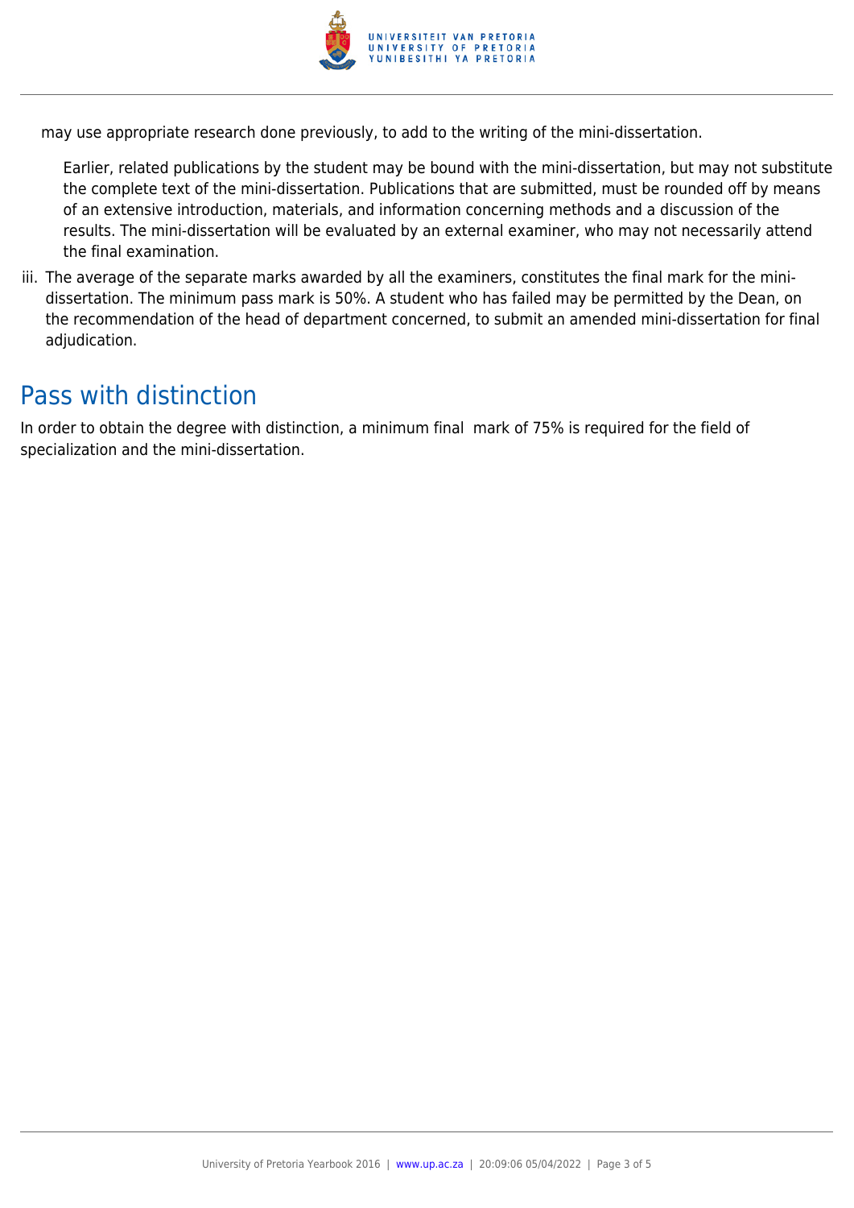may use appropriate research done previously, to add to the writing of the mini-dissertation.

Earlier, related publications by the student may be bound with the mini-dissertation, but may not substitute the complete text of the mini-dissertation. Publications that are submitted, must be rounded off by means of an extensive introduction, materials, and information concerning methods and a discussion of the results. The mini-dissertation will be evaluated by an external examiner, who may not necessarily attend the final examination.

iii. The average of the separate marks awarded by all the examiners, constitutes the final mark for the mini-dissertation. The minimum pass mark is 50%. A student who has failed may be permitted by the Dean, on the recommendation of the head of department concerned, to submit an amended mini-dissertation for final adjudication.

## Pass with distinction

In order to obtain the degree with distinction, a minimum final mark of 75% is required for the field of specialization and the mini-dissertation.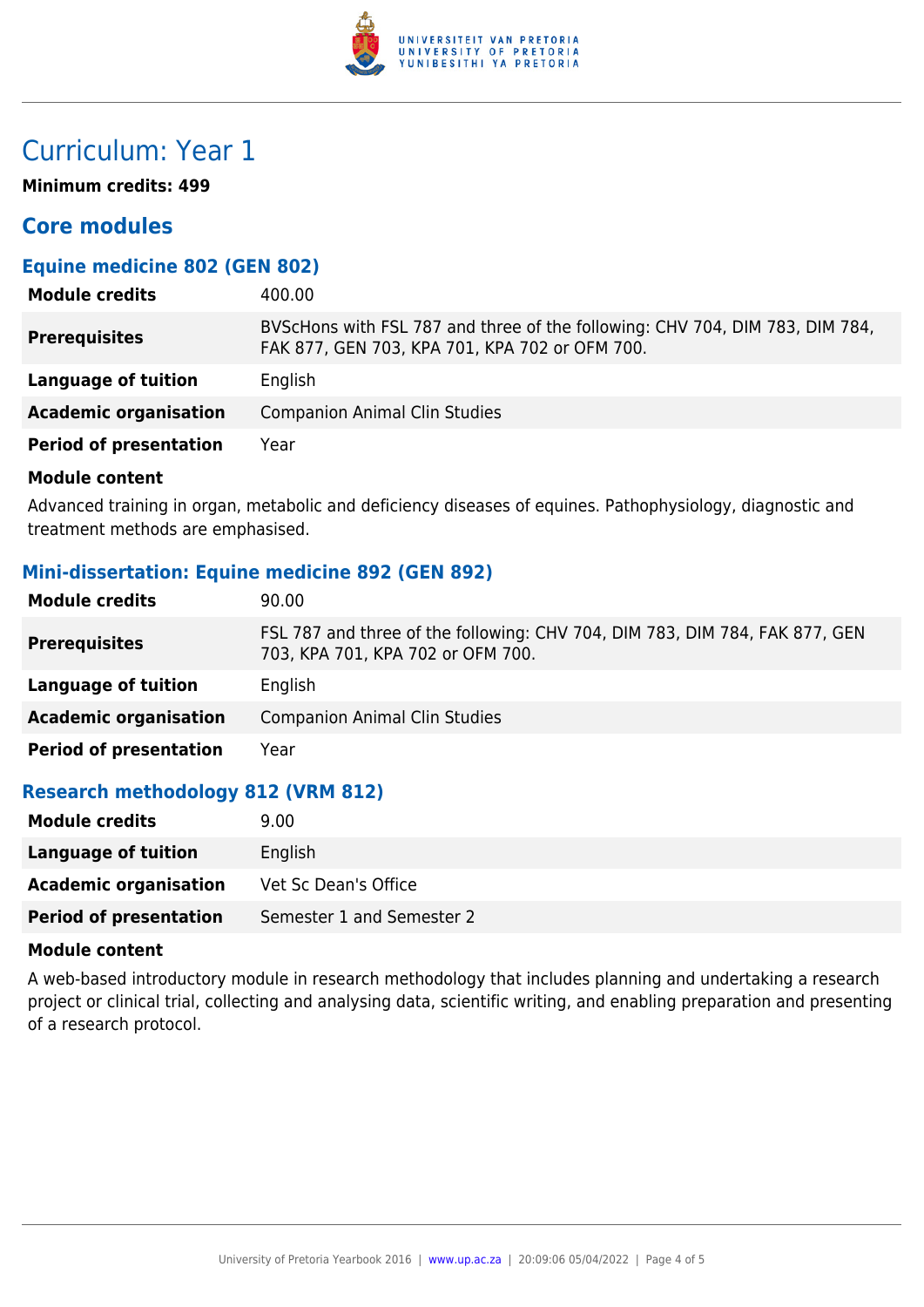# Curriculum: Year 1

**Minimum credits: 499**

## Core modules

### Equine medicine 802 (GEN 802)

| | |
|---|---|
| **Module credits** | 400.00 |
| **Prerequisites** | BVScHons with FSL 787 and three of the following: CHV 704, DIM 783, DIM 784, FAK 877, GEN 703, KPA 701, KPA 702 or OFM 700. |
| **Language of tuition** | English |
| **Academic organisation** | Companion Animal Clin Studies |
| **Period of presentation** | Year |

**Module content**

Advanced training in organ, metabolic and deficiency diseases of equines. Pathophysiology, diagnostic and treatment methods are emphasised.

### Mini-dissertation: Equine medicine 892 (GEN 892)

| | |
|---|---|
| **Module credits** | 90.00 |
| **Prerequisites** | FSL 787 and three of the following: CHV 704, DIM 783, DIM 784, FAK 877, GEN 703, KPA 701, KPA 702 or OFM 700. |
| **Language of tuition** | English |
| **Academic organisation** | Companion Animal Clin Studies |
| **Period of presentation** | Year |

### Research methodology 812 (VRM 812)

| | |
|---|---|
| **Module credits** | 9.00 |
| **Language of tuition** | English |
| **Academic organisation** | Vet Sc Dean's Office |
| **Period of presentation** | Semester 1 and Semester 2 |

**Module content**

A web-based introductory module in research methodology that includes planning and undertaking a research project or clinical trial, collecting and analysing data, scientific writing, and enabling preparation and presenting of a research protocol.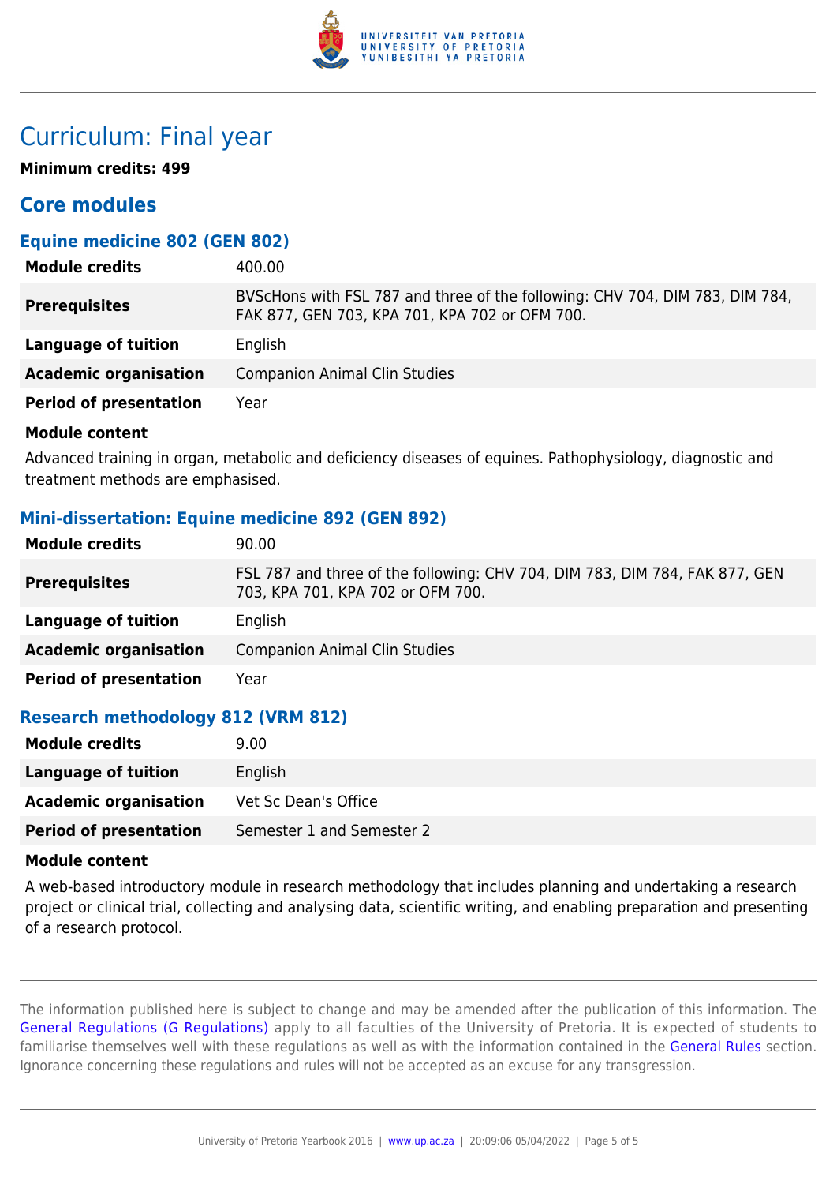# Curriculum: Final year

**Minimum credits: 499**

## Core modules

### Equine medicine 802 (GEN 802)

| | |
|---|---|
| **Module credits** | 400.00 |
| **Prerequisites** | BVScHons with FSL 787 and three of the following: CHV 704, DIM 783, DIM 784, FAK 877, GEN 703, KPA 701, KPA 702 or OFM 700. |
| **Language of tuition** | English |
| **Academic organisation** | Companion Animal Clin Studies |
| **Period of presentation** | Year |

**Module content**

Advanced training in organ, metabolic and deficiency diseases of equines. Pathophysiology, diagnostic and treatment methods are emphasised.

### Mini-dissertation: Equine medicine 892 (GEN 892)

| | |
|---|---|
| **Module credits** | 90.00 |
| **Prerequisites** | FSL 787 and three of the following: CHV 704, DIM 783, DIM 784, FAK 877, GEN 703, KPA 701, KPA 702 or OFM 700. |
| **Language of tuition** | English |
| **Academic organisation** | Companion Animal Clin Studies |
| **Period of presentation** | Year |

### Research methodology 812 (VRM 812)

| | |
|---|---|
| **Module credits** | 9.00 |
| **Language of tuition** | English |
| **Academic organisation** | Vet Sc Dean's Office |
| **Period of presentation** | Semester 1 and Semester 2 |

**Module content**

A web-based introductory module in research methodology that includes planning and undertaking a research project or clinical trial, collecting and analysing data, scientific writing, and enabling preparation and presenting of a research protocol.

The information published here is subject to change and may be amended after the publication of this information. The General Regulations (G Regulations) apply to all faculties of the University of Pretoria. It is expected of students to familiarise themselves well with these regulations as well as with the information contained in the General Rules section. Ignorance concerning these regulations and rules will not be accepted as an excuse for any transgression.